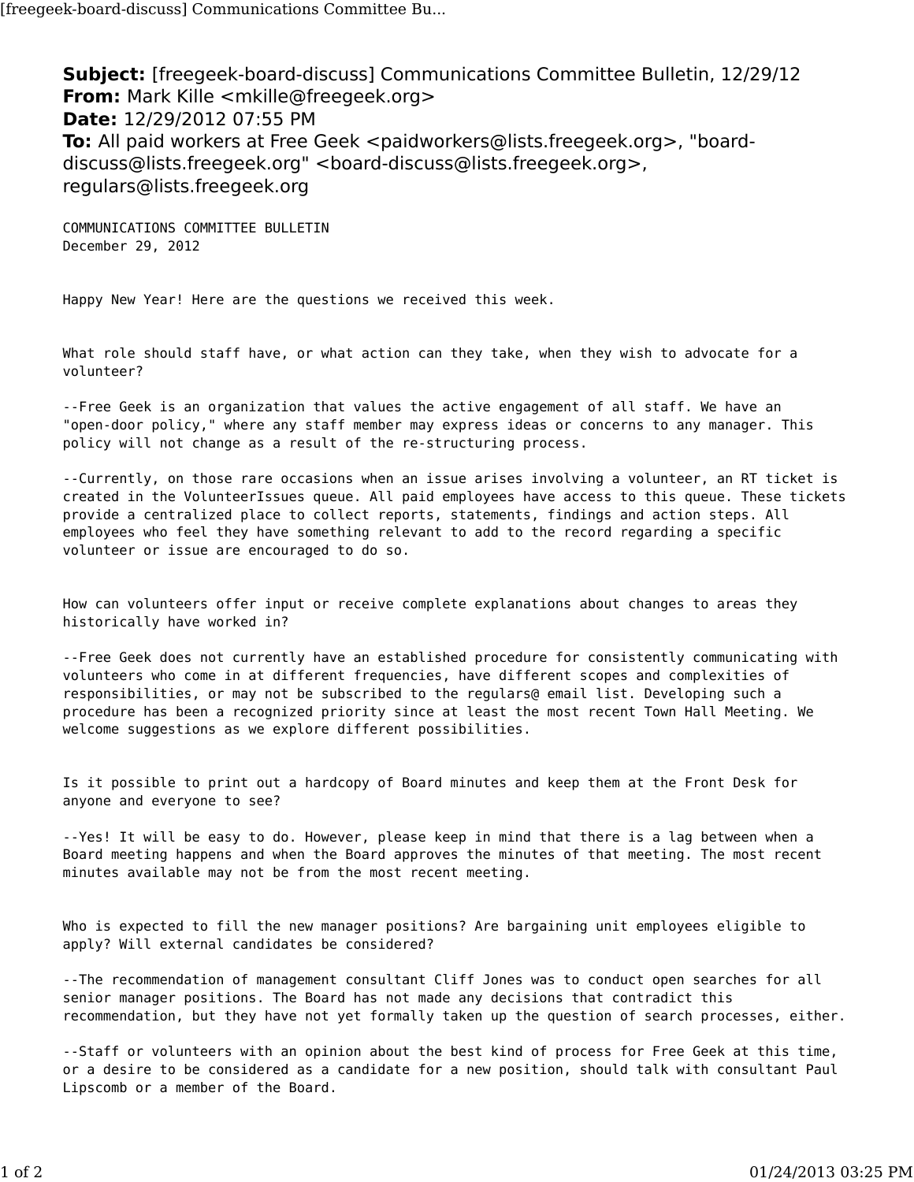**Subject:** [freegeek-board-discuss] Communications Committee Bulletin, 12/29/12
**From:** Mark Kille <mkille@freegeek.org>
**Date:** 12/29/2012 07:55 PM
**To:** All paid workers at Free Geek <paidworkers@lists.freegeek.org>, "board-discuss@lists.freegeek.org" <board-discuss@lists.freegeek.org>, regulars@lists.freegeek.org

COMMUNICATIONS COMMITTEE BULLETIN
December 29, 2012

Happy New Year! Here are the questions we received this week.

What role should staff have, or what action can they take, when they wish to advocate for a volunteer?

--Free Geek is an organization that values the active engagement of all staff. We have an "open-door policy," where any staff member may express ideas or concerns to any manager. This policy will not change as a result of the re-structuring process.

--Currently, on those rare occasions when an issue arises involving a volunteer, an RT ticket is created in the VolunteerIssues queue. All paid employees have access to this queue. These tickets provide a centralized place to collect reports, statements, findings and action steps. All employees who feel they have something relevant to add to the record regarding a specific volunteer or issue are encouraged to do so.

How can volunteers offer input or receive complete explanations about changes to areas they historically have worked in?

--Free Geek does not currently have an established procedure for consistently communicating with volunteers who come in at different frequencies, have different scopes and complexities of responsibilities, or may not be subscribed to the regulars@ email list. Developing such a procedure has been a recognized priority since at least the most recent Town Hall Meeting. We welcome suggestions as we explore different possibilities.

Is it possible to print out a hardcopy of Board minutes and keep them at the Front Desk for anyone and everyone to see?

--Yes! It will be easy to do. However, please keep in mind that there is a lag between when a Board meeting happens and when the Board approves the minutes of that meeting. The most recent minutes available may not be from the most recent meeting.

Who is expected to fill the new manager positions? Are bargaining unit employees eligible to apply? Will external candidates be considered?

--The recommendation of management consultant Cliff Jones was to conduct open searches for all senior manager positions. The Board has not made any decisions that contradict this recommendation, but they have not yet formally taken up the question of search processes, either.

--Staff or volunteers with an opinion about the best kind of process for Free Geek at this time, or a desire to be considered as a candidate for a new position, should talk with consultant Paul Lipscomb or a member of the Board.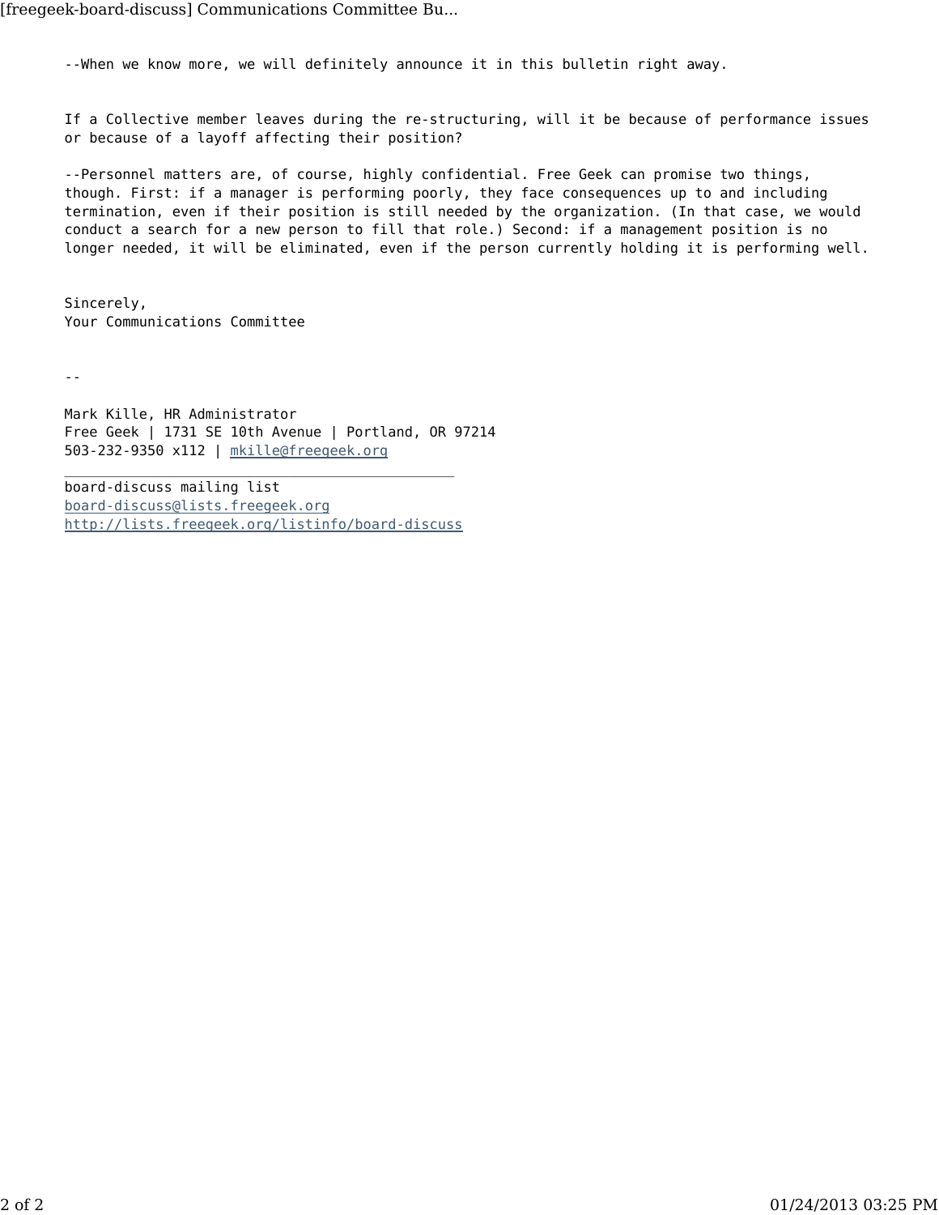--When we know more, we will definitely announce it in this bulletin right away.

If a Collective member leaves during the re-structuring, will it be because of performance issues or because of a layoff affecting their position?

--Personnel matters are, of course, highly confidential. Free Geek can promise two things, though. First: if a manager is performing poorly, they face consequences up to and including termination, even if their position is still needed by the organization. (In that case, we would conduct a search for a new person to fill that role.) Second: if a management position is no longer needed, it will be eliminated, even if the person currently holding it is performing well.

Sincerely,
Your Communications Committee

--

Mark Kille, HR Administrator
Free Geek | 1731 SE 10th Avenue | Portland, OR 97214
503-232-9350 x112 | mkille@freegeek.org

---

board-discuss mailing list
board-discuss@lists.freegeek.org
http://lists.freegeek.org/listinfo/board-discuss